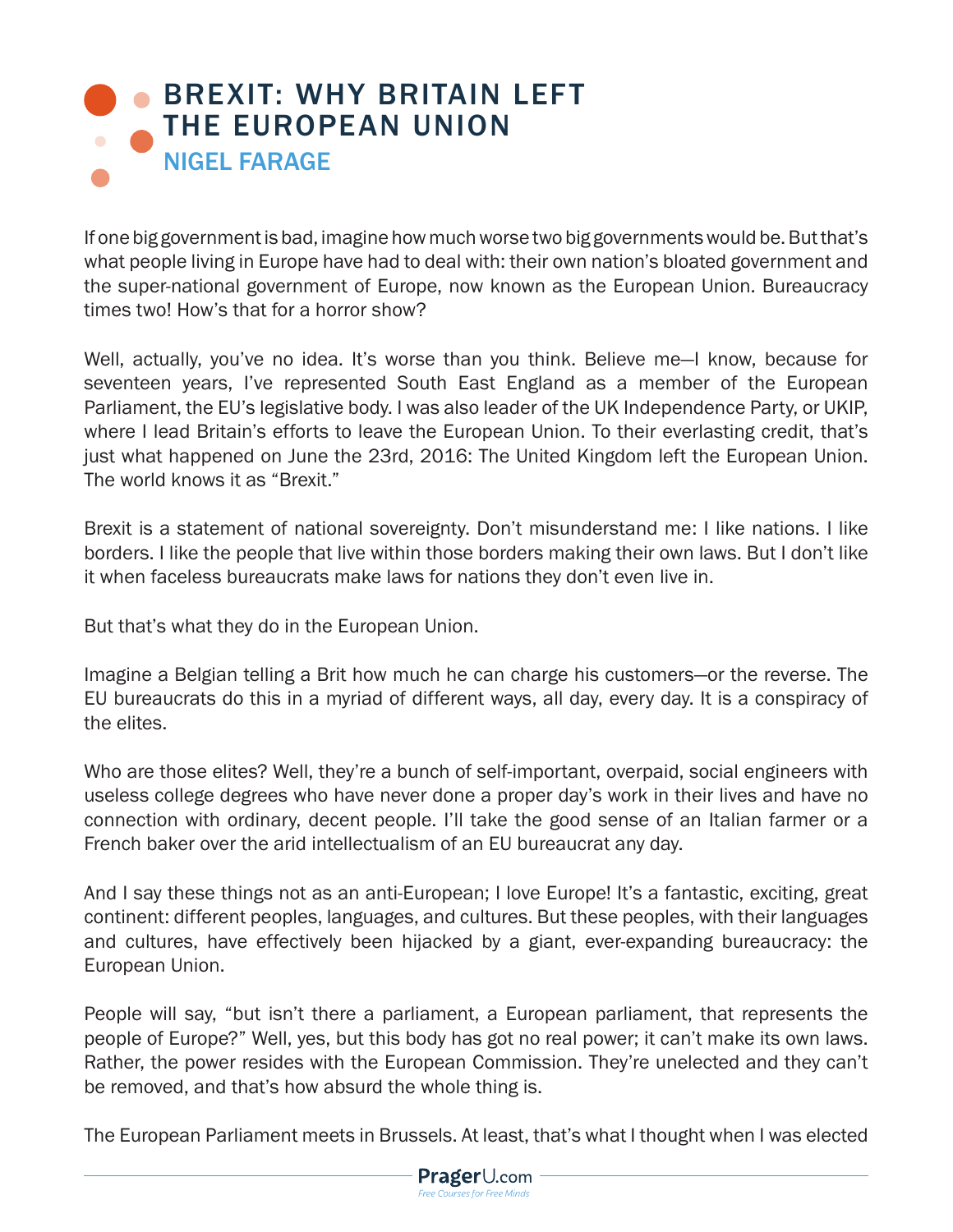# BREXIT: WHY BRITAIN LEFT THE EUROPEAN UNION

## NIGEL FARAGE

If one big government is bad, imagine how much worse two big governments would be. But that's what people living in Europe have had to deal with: their own nation's bloated government and the super-national government of Europe, now known as the European Union. Bureaucracy times two! How's that for a horror show?

Well, actually, you've no idea. It's worse than you think. Believe me—I know, because for seventeen years, I've represented South East England as a member of the European Parliament, the EU's legislative body. I was also leader of the UK Independence Party, or UKIP, where I lead Britain's efforts to leave the European Union. To their everlasting credit, that's just what happened on June the 23rd, 2016: The United Kingdom left the European Union. The world knows it as "Brexit."

Brexit is a statement of national sovereignty. Don't misunderstand me: I like nations. I like borders. I like the people that live within those borders making their own laws. But I don't like it when faceless bureaucrats make laws for nations they don't even live in.

But that's what they do in the European Union.

Imagine a Belgian telling a Brit how much he can charge his customers—or the reverse. The EU bureaucrats do this in a myriad of different ways, all day, every day. It is a conspiracy of the elites.

Who are those elites? Well, they're a bunch of self-important, overpaid, social engineers with useless college degrees who have never done a proper day's work in their lives and have no connection with ordinary, decent people. I'll take the good sense of an Italian farmer or a French baker over the arid intellectualism of an EU bureaucrat any day.

And I say these things not as an anti-European; I love Europe! It's a fantastic, exciting, great continent: different peoples, languages, and cultures. But these peoples, with their languages and cultures, have effectively been hijacked by a giant, ever-expanding bureaucracy: the European Union.

People will say, "but isn't there a parliament, a European parliament, that represents the people of Europe?" Well, yes, but this body has got no real power; it can't make its own laws. Rather, the power resides with the European Commission. They're unelected and they can't be removed, and that's how absurd the whole thing is.

The European Parliament meets in Brussels. At least, that's what I thought when I was elected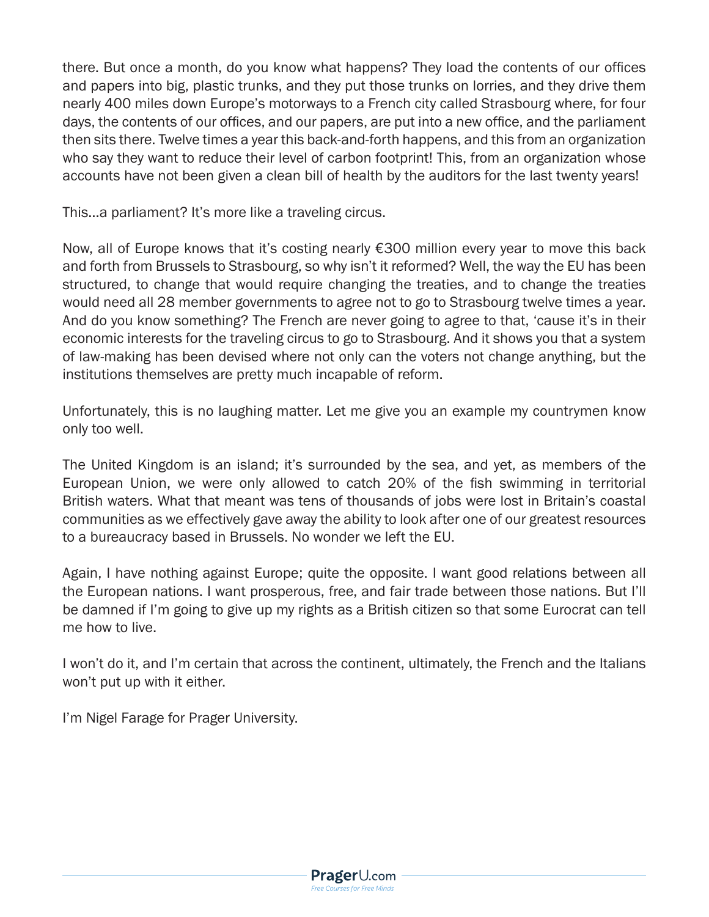there. But once a month, do you know what happens? They load the contents of our offices and papers into big, plastic trunks, and they put those trunks on lorries, and they drive them nearly 400 miles down Europe's motorways to a French city called Strasbourg where, for four days, the contents of our offices, and our papers, are put into a new office, and the parliament then sits there. Twelve times a year this back-and-forth happens, and this from an organization who say they want to reduce their level of carbon footprint! This, from an organization whose accounts have not been given a clean bill of health by the auditors for the last twenty years!

This...a parliament? It's more like a traveling circus.

Now, all of Europe knows that it's costing nearly €300 million every year to move this back and forth from Brussels to Strasbourg, so why isn't it reformed? Well, the way the EU has been structured, to change that would require changing the treaties, and to change the treaties would need all 28 member governments to agree not to go to Strasbourg twelve times a year. And do you know something? The French are never going to agree to that, 'cause it's in their economic interests for the traveling circus to go to Strasbourg. And it shows you that a system of law-making has been devised where not only can the voters not change anything, but the institutions themselves are pretty much incapable of reform.

Unfortunately, this is no laughing matter. Let me give you an example my countrymen know only too well.

The United Kingdom is an island; it's surrounded by the sea, and yet, as members of the European Union, we were only allowed to catch 20% of the fish swimming in territorial British waters. What that meant was tens of thousands of jobs were lost in Britain's coastal communities as we effectively gave away the ability to look after one of our greatest resources to a bureaucracy based in Brussels. No wonder we left the EU.

Again, I have nothing against Europe; quite the opposite. I want good relations between all the European nations. I want prosperous, free, and fair trade between those nations. But I'll be damned if I'm going to give up my rights as a British citizen so that some Eurocrat can tell me how to live.

I won't do it, and I'm certain that across the continent, ultimately, the French and the Italians won't put up with it either.

I'm Nigel Farage for Prager University.